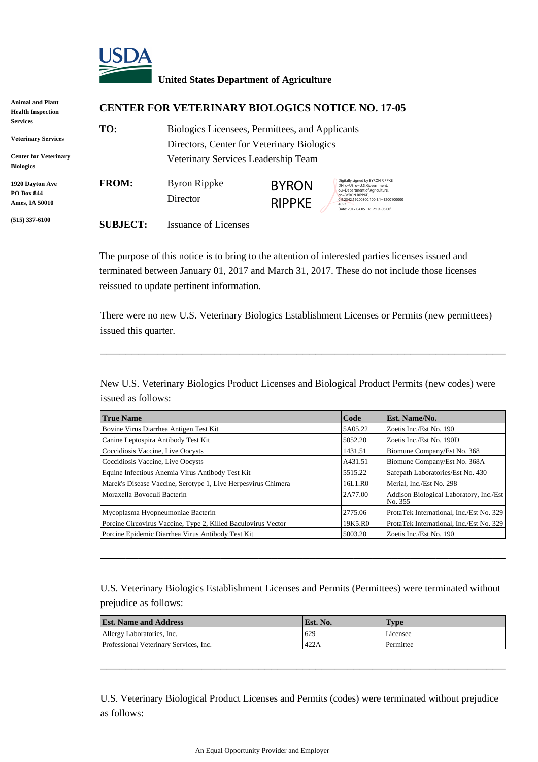**United States Department of Agriculture**

**Animal and Plant Health Inspection Services**

**Veterinary Services**

**Center for Veterinary Biologics**

**1920 Dayton Ave**
**PO Box 844**
**Ames, IA 50010**

**(515) 337-6100**

## CENTER FOR VETERINARY BIOLOGICS NOTICE NO. 17-05

**TO:** Biologics Licensees, Permittees, and Applicants
Directors, Center for Veterinary Biologics
Veterinary Services Leadership Team

**FROM:** Byron Rippke
Director

BYRON RIPPKE

Digitally signed by BYRON RIPPKE
DN: c=US, o=U.S. Government, ou=Department of Agriculture, cn=BYRON RIPPKE, 0.9.2342.19200300.100.1.1=12001000004093
Date: 2017.04.05 14:12:19 -05'00'

**SUBJECT:** Issuance of Licenses

The purpose of this notice is to bring to the attention of interested parties licenses issued and terminated between January 01, 2017 and March 31, 2017. These do not include those licenses reissued to update pertinent information.

There were no new U.S. Veterinary Biologics Establishment Licenses or Permits (new permittees) issued this quarter.

---

New U.S. Veterinary Biologics Product Licenses and Biological Product Permits (new codes) were issued as follows:

| True Name | Code | Est. Name/No. |
|---|---|---|
| Bovine Virus Diarrhea Antigen Test Kit | 5A05.22 | Zoetis Inc./Est No. 190 |
| Canine Leptospira Antibody Test Kit | 5052.20 | Zoetis Inc./Est No. 190D |
| Coccidiosis Vaccine, Live Oocysts | 1431.51 | Biomune Company/Est No. 368 |
| Coccidiosis Vaccine, Live Oocysts | A431.51 | Biomune Company/Est No. 368A |
| Equine Infectious Anemia Virus Antibody Test Kit | 5515.22 | Safepath Laboratories/Est No. 430 |
| Marek's Disease Vaccine, Serotype 1, Live Herpesvirus Chimera | 16L1.R0 | Merial, Inc./Est No. 298 |
| Moraxella Bovoculi Bacterin | 2A77.00 | Addison Biological Laboratory, Inc./Est No. 355 |
| Mycoplasma Hyopneumoniae Bacterin | 2775.06 | ProtaTek International, Inc./Est No. 329 |
| Porcine Circovirus Vaccine, Type 2, Killed Baculovirus Vector | 19K5.R0 | ProtaTek International, Inc./Est No. 329 |
| Porcine Epidemic Diarrhea Virus Antibody Test Kit | 5003.20 | Zoetis Inc./Est No. 190 |

---

U.S. Veterinary Biologics Establishment Licenses and Permits (Permittees) were terminated without prejudice as follows:

| Est. Name and Address | Est. No. | Type |
|---|---|---|
| Allergy Laboratories, Inc. | 629 | Licensee |
| Professional Veterinary Services, Inc. | 422A | Permittee |

---

U.S. Veterinary Biological Product Licenses and Permits (codes) were terminated without prejudice as follows:

An Equal Opportunity Provider and Employer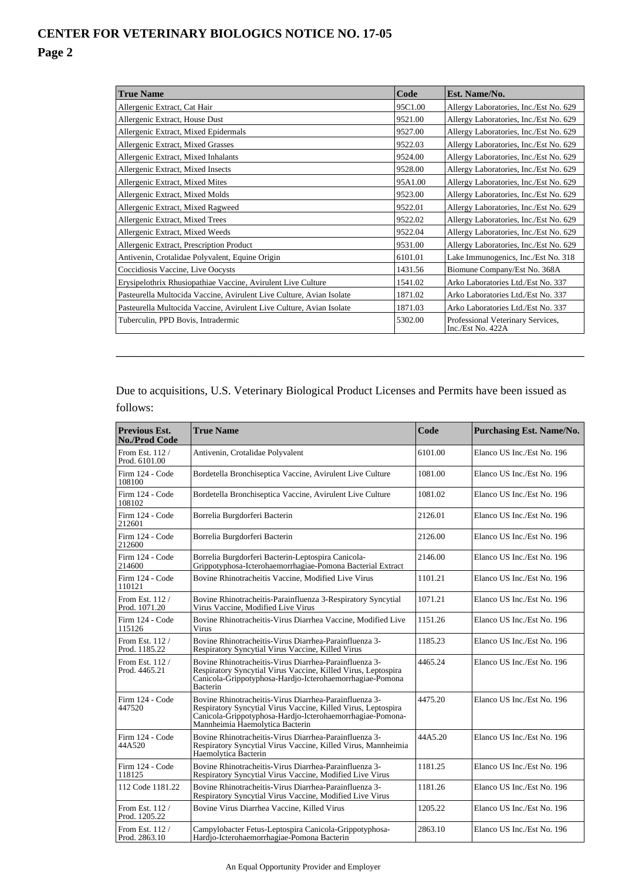| True Name | Code | Est. Name/No. |
|---|---|---|
| Allergenic Extract, Cat Hair | 95C1.00 | Allergy Laboratories, Inc./Est No. 629 |
| Allergenic Extract, House Dust | 9521.00 | Allergy Laboratories, Inc./Est No. 629 |
| Allergenic Extract, Mixed Epidermals | 9527.00 | Allergy Laboratories, Inc./Est No. 629 |
| Allergenic Extract, Mixed Grasses | 9522.03 | Allergy Laboratories, Inc./Est No. 629 |
| Allergenic Extract, Mixed Inhalants | 9524.00 | Allergy Laboratories, Inc./Est No. 629 |
| Allergenic Extract, Mixed Insects | 9528.00 | Allergy Laboratories, Inc./Est No. 629 |
| Allergenic Extract, Mixed Mites | 95A1.00 | Allergy Laboratories, Inc./Est No. 629 |
| Allergenic Extract, Mixed Molds | 9523.00 | Allergy Laboratories, Inc./Est No. 629 |
| Allergenic Extract, Mixed Ragweed | 9522.01 | Allergy Laboratories, Inc./Est No. 629 |
| Allergenic Extract, Mixed Trees | 9522.02 | Allergy Laboratories, Inc./Est No. 629 |
| Allergenic Extract, Mixed Weeds | 9522.04 | Allergy Laboratories, Inc./Est No. 629 |
| Allergenic Extract, Prescription Product | 9531.00 | Allergy Laboratories, Inc./Est No. 629 |
| Antivenin, Crotalidae Polyvalent, Equine Origin | 6101.01 | Lake Immunogenics, Inc./Est No. 318 |
| Coccidiosis Vaccine, Live Oocysts | 1431.56 | Biomune Company/Est No. 368A |
| Erysipelothrix Rhusiopathiae Vaccine, Avirulent Live Culture | 1541.02 | Arko Laboratories Ltd./Est No. 337 |
| Pasteurella Multocida Vaccine, Avirulent Live Culture, Avian Isolate | 1871.02 | Arko Laboratories Ltd./Est No. 337 |
| Pasteurella Multocida Vaccine, Avirulent Live Culture, Avian Isolate | 1871.03 | Arko Laboratories Ltd./Est No. 337 |
| Tuberculin, PPD Bovis, Intradermic | 5302.00 | Professional Veterinary Services, Inc./Est No. 422A |

---

Due to acquisitions, U.S. Veterinary Biological Product Licenses and Permits have been issued as follows:

| Previous Est. No./Prod Code | True Name | Code | Purchasing Est. Name/No. |
|---|---|---|---|
| From Est. 112 / Prod. 6101.00 | Antivenin, Crotalidae Polyvalent | 6101.00 | Elanco US Inc./Est No. 196 |
| Firm 124 - Code 108100 | Bordetella Bronchiseptica Vaccine, Avirulent Live Culture | 1081.00 | Elanco US Inc./Est No. 196 |
| Firm 124 - Code 108102 | Bordetella Bronchiseptica Vaccine, Avirulent Live Culture | 1081.02 | Elanco US Inc./Est No. 196 |
| Firm 124 - Code 212601 | Borrelia Burgdorferi Bacterin | 2126.01 | Elanco US Inc./Est No. 196 |
| Firm 124 - Code 212600 | Borrelia Burgdorferi Bacterin | 2126.00 | Elanco US Inc./Est No. 196 |
| Firm 124 - Code 214600 | Borrelia Burgdorferi Bacterin-Leptospira Canicola-Grippotyphosa-Icterohaemorrhagiae-Pomona Bacterial Extract | 2146.00 | Elanco US Inc./Est No. 196 |
| Firm 124 - Code 110121 | Bovine Rhinotracheitis Vaccine, Modified Live Virus | 1101.21 | Elanco US Inc./Est No. 196 |
| From Est. 112 / Prod. 1071.20 | Bovine Rhinotracheitis-Parainfluenza 3-Respiratory Syncytial Virus Vaccine, Modified Live Virus | 1071.21 | Elanco US Inc./Est No. 196 |
| Firm 124 - Code 115126 | Bovine Rhinotracheitis-Virus Diarrhea Vaccine, Modified Live Virus | 1151.26 | Elanco US Inc./Est No. 196 |
| From Est. 112 / Prod. 1185.22 | Bovine Rhinotracheitis-Virus Diarrhea-Parainfluenza 3-Respiratory Syncytial Virus Vaccine, Killed Virus | 1185.23 | Elanco US Inc./Est No. 196 |
| From Est. 112 / Prod. 4465.21 | Bovine Rhinotracheitis-Virus Diarrhea-Parainfluenza 3-Respiratory Syncytial Virus Vaccine, Killed Virus, Leptospira Canicola-Grippotyphosa-Hardjo-Icterohaemorrhagiae-Pomona Bacterin | 4465.24 | Elanco US Inc./Est No. 196 |
| Firm 124 - Code 447520 | Bovine Rhinotracheitis-Virus Diarrhea-Parainfluenza 3-Respiratory Syncytial Virus Vaccine, Killed Virus, Leptospira Canicola-Grippotyphosa-Hardjo-Icterohaemorrhagiae-Pomona-Mannheimia Haemolytica Bacterin | 4475.20 | Elanco US Inc./Est No. 196 |
| Firm 124 - Code 44A520 | Bovine Rhinotracheitis-Virus Diarrhea-Parainfluenza 3-Respiratory Syncytial Virus Vaccine, Killed Virus, Mannheimia Haemolytica Bacterin | 44A5.20 | Elanco US Inc./Est No. 196 |
| Firm 124 - Code 118125 | Bovine Rhinotracheitis-Virus Diarrhea-Parainfluenza 3-Respiratory Syncytial Virus Vaccine, Modified Live Virus | 1181.25 | Elanco US Inc./Est No. 196 |
| 112 Code 1181.22 | Bovine Rhinotracheitis-Virus Diarrhea-Parainfluenza 3-Respiratory Syncytial Virus Vaccine, Modified Live Virus | 1181.26 | Elanco US Inc./Est No. 196 |
| From Est. 112 / Prod. 1205.22 | Bovine Virus Diarrhea Vaccine, Killed Virus | 1205.22 | Elanco US Inc./Est No. 196 |
| From Est. 112 / Prod. 2863.10 | Campylobacter Fetus-Leptospira Canicola-Grippotyphosa-Hardjo-Icterohaemorrhagiae-Pomona Bacterin | 2863.10 | Elanco US Inc./Est No. 196 |

An Equal Opportunity Provider and Employer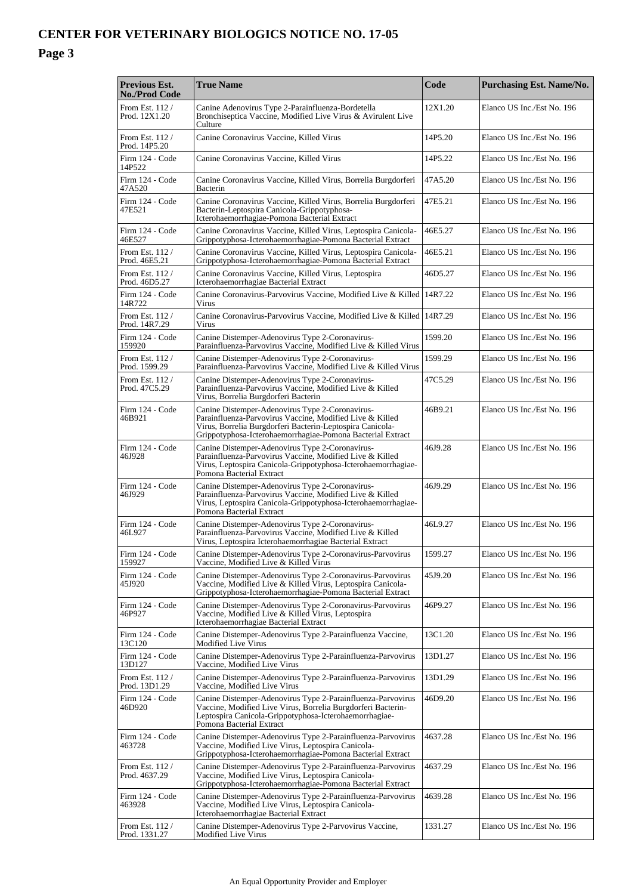# CENTER FOR VETERINARY BIOLOGICS NOTICE NO. 17-05

## Page 3

| Previous Est. No./Prod Code | True Name | Code | Purchasing Est. Name/No. |
|---|---|---|---|
| From Est. 112 / Prod. 12X1.20 | Canine Adenovirus Type 2-Parainfluenza-Bordetella Bronchiseptica Vaccine, Modified Live Virus & Avirulent Live Culture | 12X1.20 | Elanco US Inc./Est No. 196 |
| From Est. 112 / Prod. 14P5.20 | Canine Coronavirus Vaccine, Killed Virus | 14P5.20 | Elanco US Inc./Est No. 196 |
| Firm 124 - Code 14P522 | Canine Coronavirus Vaccine, Killed Virus | 14P5.22 | Elanco US Inc./Est No. 196 |
| Firm 124 - Code 47A520 | Canine Coronavirus Vaccine, Killed Virus, Borrelia Burgdorferi Bacterin | 47A5.20 | Elanco US Inc./Est No. 196 |
| Firm 124 - Code 47E521 | Canine Coronavirus Vaccine, Killed Virus, Borrelia Burgdorferi Bacterin-Leptospira Canicola-Grippotyphosa-Icterohaemorrhagiae-Pomona Bacterial Extract | 47E5.21 | Elanco US Inc./Est No. 196 |
| Firm 124 - Code 46E527 | Canine Coronavirus Vaccine, Killed Virus, Leptospira Canicola-Grippotyphosa-Icterohaemorrhagiae-Pomona Bacterial Extract | 46E5.27 | Elanco US Inc./Est No. 196 |
| From Est. 112 / Prod. 46E5.21 | Canine Coronavirus Vaccine, Killed Virus, Leptospira Canicola-Grippotyphosa-Icterohaemorrhagiae-Pomona Bacterial Extract | 46E5.21 | Elanco US Inc./Est No. 196 |
| From Est. 112 / Prod. 46D5.27 | Canine Coronavirus Vaccine, Killed Virus, Leptospira Icterohaemorrhagiae Bacterial Extract | 46D5.27 | Elanco US Inc./Est No. 196 |
| Firm 124 - Code 14R722 | Canine Coronavirus-Parvovirus Vaccine, Modified Live & Killed Virus | 14R7.22 | Elanco US Inc./Est No. 196 |
| From Est. 112 / Prod. 14R7.29 | Canine Coronavirus-Parvovirus Vaccine, Modified Live & Killed Virus | 14R7.29 | Elanco US Inc./Est No. 196 |
| Firm 124 - Code 159920 | Canine Distemper-Adenovirus Type 2-Coronavirus-Parainfluenza-Parvovirus Vaccine, Modified Live & Killed Virus | 1599.20 | Elanco US Inc./Est No. 196 |
| From Est. 112 / Prod. 1599.29 | Canine Distemper-Adenovirus Type 2-Coronavirus-Parainfluenza-Parvovirus Vaccine, Modified Live & Killed Virus | 1599.29 | Elanco US Inc./Est No. 196 |
| From Est. 112 / Prod. 47C5.29 | Canine Distemper-Adenovirus Type 2-Coronavirus-Parainfluenza-Parvovirus Vaccine, Modified Live & Killed Virus, Borrelia Burgdorferi Bacterin | 47C5.29 | Elanco US Inc./Est No. 196 |
| Firm 124 - Code 46B921 | Canine Distemper-Adenovirus Type 2-Coronavirus-Parainfluenza-Parvovirus Vaccine, Modified Live & Killed Virus, Borrelia Burgdorferi Bacterin-Leptospira Canicola-Grippotyphosa-Icterohaemorrhagiae-Pomona Bacterial Extract | 46B9.21 | Elanco US Inc./Est No. 196 |
| Firm 124 - Code 46J928 | Canine Distemper-Adenovirus Type 2-Coronavirus-Parainfluenza-Parvovirus Vaccine, Modified Live & Killed Virus, Leptospira Canicola-Grippotyphosa-Icterohaemorrhagiae-Pomona Bacterial Extract | 46J9.28 | Elanco US Inc./Est No. 196 |
| Firm 124 - Code 46J929 | Canine Distemper-Adenovirus Type 2-Coronavirus-Parainfluenza-Parvovirus Vaccine, Modified Live & Killed Virus, Leptospira Canicola-Grippotyphosa-Icterohaemorrhagiae-Pomona Bacterial Extract | 46J9.29 | Elanco US Inc./Est No. 196 |
| Firm 124 - Code 46L927 | Canine Distemper-Adenovirus Type 2-Coronavirus-Parainfluenza-Parvovirus Vaccine, Modified Live & Killed Virus, Leptospira Icterohaemorrhagiae Bacterial Extract | 46L9.27 | Elanco US Inc./Est No. 196 |
| Firm 124 - Code 159927 | Canine Distemper-Adenovirus Type 2-Coronavirus-Parvovirus Vaccine, Modified Live & Killed Virus | 1599.27 | Elanco US Inc./Est No. 196 |
| Firm 124 - Code 45J920 | Canine Distemper-Adenovirus Type 2-Coronavirus-Parvovirus Vaccine, Modified Live & Killed Virus, Leptospira Canicola-Grippotyphosa-Icterohaemorrhagiae-Pomona Bacterial Extract | 45J9.20 | Elanco US Inc./Est No. 196 |
| Firm 124 - Code 46P927 | Canine Distemper-Adenovirus Type 2-Coronavirus-Parvovirus Vaccine, Modified Live & Killed Virus, Leptospira Icterohaemorrhagiae Bacterial Extract | 46P9.27 | Elanco US Inc./Est No. 196 |
| Firm 124 - Code 13C120 | Canine Distemper-Adenovirus Type 2-Parainfluenza Vaccine, Modified Live Virus | 13C1.20 | Elanco US Inc./Est No. 196 |
| Firm 124 - Code 13D127 | Canine Distemper-Adenovirus Type 2-Parainfluenza-Parvovirus Vaccine, Modified Live Virus | 13D1.27 | Elanco US Inc./Est No. 196 |
| From Est. 112 / Prod. 13D1.29 | Canine Distemper-Adenovirus Type 2-Parainfluenza-Parvovirus Vaccine, Modified Live Virus | 13D1.29 | Elanco US Inc./Est No. 196 |
| Firm 124 - Code 46D920 | Canine Distemper-Adenovirus Type 2-Parainfluenza-Parvovirus Vaccine, Modified Live Virus, Borrelia Burgdorferi Bacterin-Leptospira Canicola-Grippotyphosa-Icterohaemorrhagiae-Pomona Bacterial Extract | 46D9.20 | Elanco US Inc./Est No. 196 |
| Firm 124 - Code 463728 | Canine Distemper-Adenovirus Type 2-Parainfluenza-Parvovirus Vaccine, Modified Live Virus, Leptospira Canicola-Grippotyphosa-Icterohaemorrhagiae-Pomona Bacterial Extract | 4637.28 | Elanco US Inc./Est No. 196 |
| From Est. 112 / Prod. 4637.29 | Canine Distemper-Adenovirus Type 2-Parainfluenza-Parvovirus Vaccine, Modified Live Virus, Leptospira Canicola-Grippotyphosa-Icterohaemorrhagiae-Pomona Bacterial Extract | 4637.29 | Elanco US Inc./Est No. 196 |
| Firm 124 - Code 463928 | Canine Distemper-Adenovirus Type 2-Parainfluenza-Parvovirus Vaccine, Modified Live Virus, Leptospira Canicola-Icterohaemorrhagiae Bacterial Extract | 4639.28 | Elanco US Inc./Est No. 196 |
| From Est. 112 / Prod. 1331.27 | Canine Distemper-Adenovirus Type 2-Parvovirus Vaccine, Modified Live Virus | 1331.27 | Elanco US Inc./Est No. 196 |

An Equal Opportunity Provider and Employer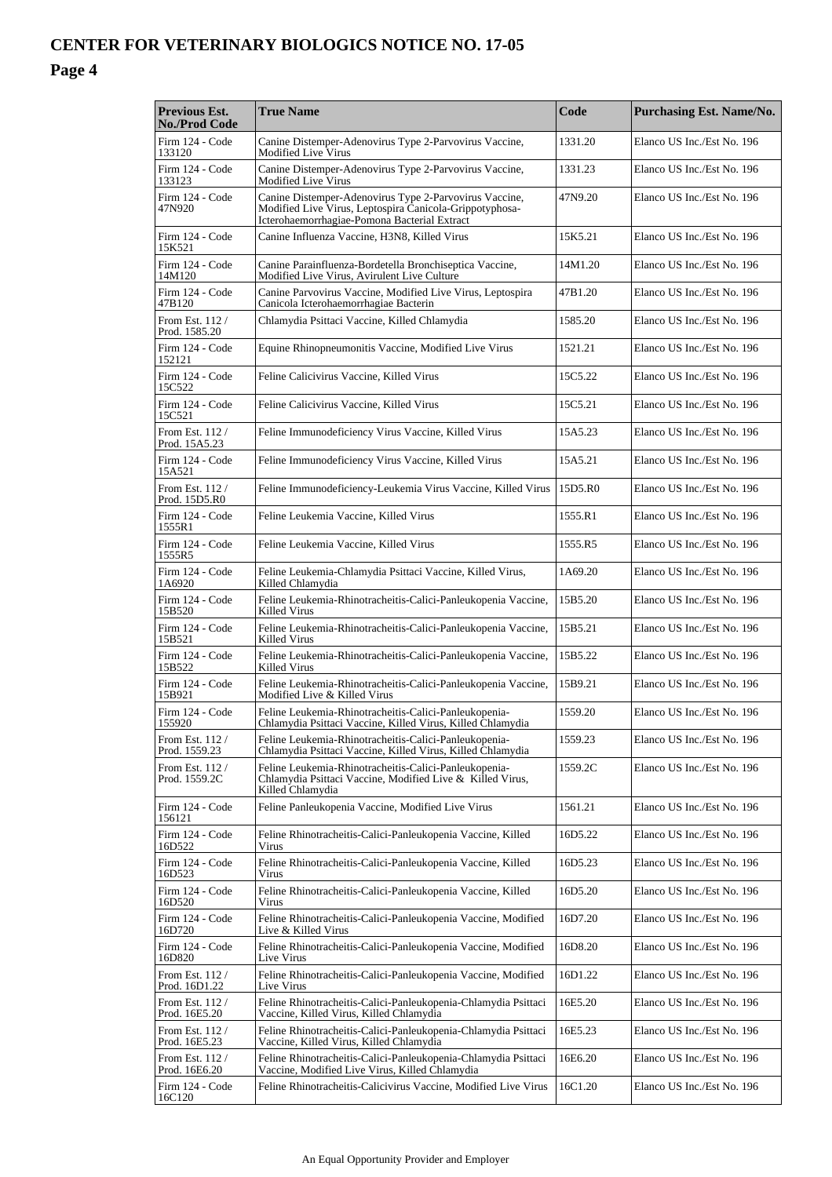| Previous Est. No./Prod Code | True Name | Code | Purchasing Est. Name/No. |
|---|---|---|---|
| Firm 124 - Code 133120 | Canine Distemper-Adenovirus Type 2-Parvovirus Vaccine, Modified Live Virus | 1331.20 | Elanco US Inc./Est No. 196 |
| Firm 124 - Code 133123 | Canine Distemper-Adenovirus Type 2-Parvovirus Vaccine, Modified Live Virus | 1331.23 | Elanco US Inc./Est No. 196 |
| Firm 124 - Code 47N920 | Canine Distemper-Adenovirus Type 2-Parvovirus Vaccine, Modified Live Virus, Leptospira Canicola-Grippotyphosa-Icterohaemorrhagiae-Pomona Bacterial Extract | 47N9.20 | Elanco US Inc./Est No. 196 |
| Firm 124 - Code 15K521 | Canine Influenza Vaccine, H3N8, Killed Virus | 15K5.21 | Elanco US Inc./Est No. 196 |
| Firm 124 - Code 14M120 | Canine Parainfluenza-Bordetella Bronchiseptica Vaccine, Modified Live Virus, Avirulent Live Culture | 14M1.20 | Elanco US Inc./Est No. 196 |
| Firm 124 - Code 47B120 | Canine Parvovirus Vaccine, Modified Live Virus, Leptospira Canicola Icterohaemorrhagiae Bacterin | 47B1.20 | Elanco US Inc./Est No. 196 |
| From Est. 112 / Prod. 1585.20 | Chlamydia Psittaci Vaccine, Killed Chlamydia | 1585.20 | Elanco US Inc./Est No. 196 |
| Firm 124 - Code 152121 | Equine Rhinopneumonitis Vaccine, Modified Live Virus | 1521.21 | Elanco US Inc./Est No. 196 |
| Firm 124 - Code 15C522 | Feline Calicivirus Vaccine, Killed Virus | 15C5.22 | Elanco US Inc./Est No. 196 |
| Firm 124 - Code 15C521 | Feline Calicivirus Vaccine, Killed Virus | 15C5.21 | Elanco US Inc./Est No. 196 |
| From Est. 112 / Prod. 15A5.23 | Feline Immunodeficiency Virus Vaccine, Killed Virus | 15A5.23 | Elanco US Inc./Est No. 196 |
| Firm 124 - Code 15A521 | Feline Immunodeficiency Virus Vaccine, Killed Virus | 15A5.21 | Elanco US Inc./Est No. 196 |
| From Est. 112 / Prod. 15D5.R0 | Feline Immunodeficiency-Leukemia Virus Vaccine, Killed Virus | 15D5.R0 | Elanco US Inc./Est No. 196 |
| Firm 124 - Code 1555R1 | Feline Leukemia Vaccine, Killed Virus | 1555.R1 | Elanco US Inc./Est No. 196 |
| Firm 124 - Code 1555R5 | Feline Leukemia Vaccine, Killed Virus | 1555.R5 | Elanco US Inc./Est No. 196 |
| Firm 124 - Code 1A6920 | Feline Leukemia-Chlamydia Psittaci Vaccine, Killed Virus, Killed Chlamydia | 1A69.20 | Elanco US Inc./Est No. 196 |
| Firm 124 - Code 15B520 | Feline Leukemia-Rhinotracheitis-Calici-Panleukopenia Vaccine, Killed Virus | 15B5.20 | Elanco US Inc./Est No. 196 |
| Firm 124 - Code 15B521 | Feline Leukemia-Rhinotracheitis-Calici-Panleukopenia Vaccine, Killed Virus | 15B5.21 | Elanco US Inc./Est No. 196 |
| Firm 124 - Code 15B522 | Feline Leukemia-Rhinotracheitis-Calici-Panleukopenia Vaccine, Killed Virus | 15B5.22 | Elanco US Inc./Est No. 196 |
| Firm 124 - Code 15B921 | Feline Leukemia-Rhinotracheitis-Calici-Panleukopenia Vaccine, Modified Live & Killed Virus | 15B9.21 | Elanco US Inc./Est No. 196 |
| Firm 124 - Code 155920 | Feline Leukemia-Rhinotracheitis-Calici-Panleukopenia-Chlamydia Psittaci Vaccine, Killed Virus, Killed Chlamydia | 1559.20 | Elanco US Inc./Est No. 196 |
| From Est. 112 / Prod. 1559.23 | Feline Leukemia-Rhinotracheitis-Calici-Panleukopenia-Chlamydia Psittaci Vaccine, Killed Virus, Killed Chlamydia | 1559.23 | Elanco US Inc./Est No. 196 |
| From Est. 112 / Prod. 1559.2C | Feline Leukemia-Rhinotracheitis-Calici-Panleukopenia-Chlamydia Psittaci Vaccine, Modified Live & Killed Virus, Killed Chlamydia | 1559.2C | Elanco US Inc./Est No. 196 |
| Firm 124 - Code 156121 | Feline Panleukopenia Vaccine, Modified Live Virus | 1561.21 | Elanco US Inc./Est No. 196 |
| Firm 124 - Code 16D522 | Feline Rhinotracheitis-Calici-Panleukopenia Vaccine, Killed Virus | 16D5.22 | Elanco US Inc./Est No. 196 |
| Firm 124 - Code 16D523 | Feline Rhinotracheitis-Calici-Panleukopenia Vaccine, Killed Virus | 16D5.23 | Elanco US Inc./Est No. 196 |
| Firm 124 - Code 16D520 | Feline Rhinotracheitis-Calici-Panleukopenia Vaccine, Killed Virus | 16D5.20 | Elanco US Inc./Est No. 196 |
| Firm 124 - Code 16D720 | Feline Rhinotracheitis-Calici-Panleukopenia Vaccine, Modified Live & Killed Virus | 16D7.20 | Elanco US Inc./Est No. 196 |
| Firm 124 - Code 16D820 | Feline Rhinotracheitis-Calici-Panleukopenia Vaccine, Modified Live Virus | 16D8.20 | Elanco US Inc./Est No. 196 |
| From Est. 112 / Prod. 16D1.22 | Feline Rhinotracheitis-Calici-Panleukopenia Vaccine, Modified Live Virus | 16D1.22 | Elanco US Inc./Est No. 196 |
| From Est. 112 / Prod. 16E5.20 | Feline Rhinotracheitis-Calici-Panleukopenia-Chlamydia Psittaci Vaccine, Killed Virus, Killed Chlamydia | 16E5.20 | Elanco US Inc./Est No. 196 |
| From Est. 112 / Prod. 16E5.23 | Feline Rhinotracheitis-Calici-Panleukopenia-Chlamydia Psittaci Vaccine, Killed Virus, Killed Chlamydia | 16E5.23 | Elanco US Inc./Est No. 196 |
| From Est. 112 / Prod. 16E6.20 | Feline Rhinotracheitis-Calici-Panleukopenia-Chlamydia Psittaci Vaccine, Modified Live Virus, Killed Chlamydia | 16E6.20 | Elanco US Inc./Est No. 196 |
| Firm 124 - Code 16C120 | Feline Rhinotracheitis-Calicivirus Vaccine, Modified Live Virus | 16C1.20 | Elanco US Inc./Est No. 196 |

An Equal Opportunity Provider and Employer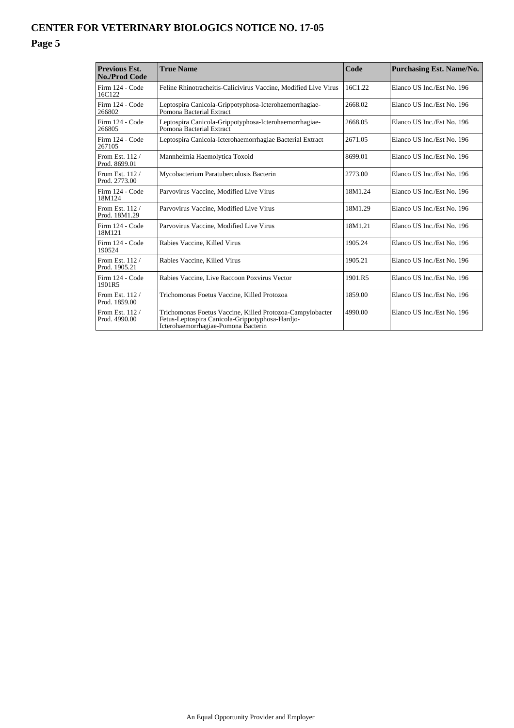| Previous Est. No./Prod Code | True Name | Code | Purchasing Est. Name/No. |
|---|---|---|---|
| Firm 124 - Code 16C122 | Feline Rhinotracheitis-Calicivirus Vaccine, Modified Live Virus | 16C1.22 | Elanco US Inc./Est No. 196 |
| Firm 124 - Code 266802 | Leptospira Canicola-Grippotyphosa-Icterohaemorrhagiae-Pomona Bacterial Extract | 2668.02 | Elanco US Inc./Est No. 196 |
| Firm 124 - Code 266805 | Leptospira Canicola-Grippotyphosa-Icterohaemorrhagiae-Pomona Bacterial Extract | 2668.05 | Elanco US Inc./Est No. 196 |
| Firm 124 - Code 267105 | Leptospira Canicola-Icterohaemorrhagiae Bacterial Extract | 2671.05 | Elanco US Inc./Est No. 196 |
| From Est. 112 / Prod. 8699.01 | Mannheimia Haemolytica Toxoid | 8699.01 | Elanco US Inc./Est No. 196 |
| From Est. 112 / Prod. 2773.00 | Mycobacterium Paratuberculosis Bacterin | 2773.00 | Elanco US Inc./Est No. 196 |
| Firm 124 - Code 18M124 | Parvovirus Vaccine, Modified Live Virus | 18M1.24 | Elanco US Inc./Est No. 196 |
| From Est. 112 / Prod. 18M1.29 | Parvovirus Vaccine, Modified Live Virus | 18M1.29 | Elanco US Inc./Est No. 196 |
| Firm 124 - Code 18M121 | Parvovirus Vaccine, Modified Live Virus | 18M1.21 | Elanco US Inc./Est No. 196 |
| Firm 124 - Code 190524 | Rabies Vaccine, Killed Virus | 1905.24 | Elanco US Inc./Est No. 196 |
| From Est. 112 / Prod. 1905.21 | Rabies Vaccine, Killed Virus | 1905.21 | Elanco US Inc./Est No. 196 |
| Firm 124 - Code 1901R5 | Rabies Vaccine, Live Raccoon Poxvirus Vector | 1901.R5 | Elanco US Inc./Est No. 196 |
| From Est. 112 / Prod. 1859.00 | Trichomonas Foetus Vaccine, Killed Protozoa | 1859.00 | Elanco US Inc./Est No. 196 |
| From Est. 112 / Prod. 4990.00 | Trichomonas Foetus Vaccine, Killed Protozoa-Campylobacter Fetus-Leptospira Canicola-Grippotyphosa-Hardjo-Icterohaemorrhagiae-Pomona Bacterin | 4990.00 | Elanco US Inc./Est No. 196 |

An Equal Opportunity Provider and Employer